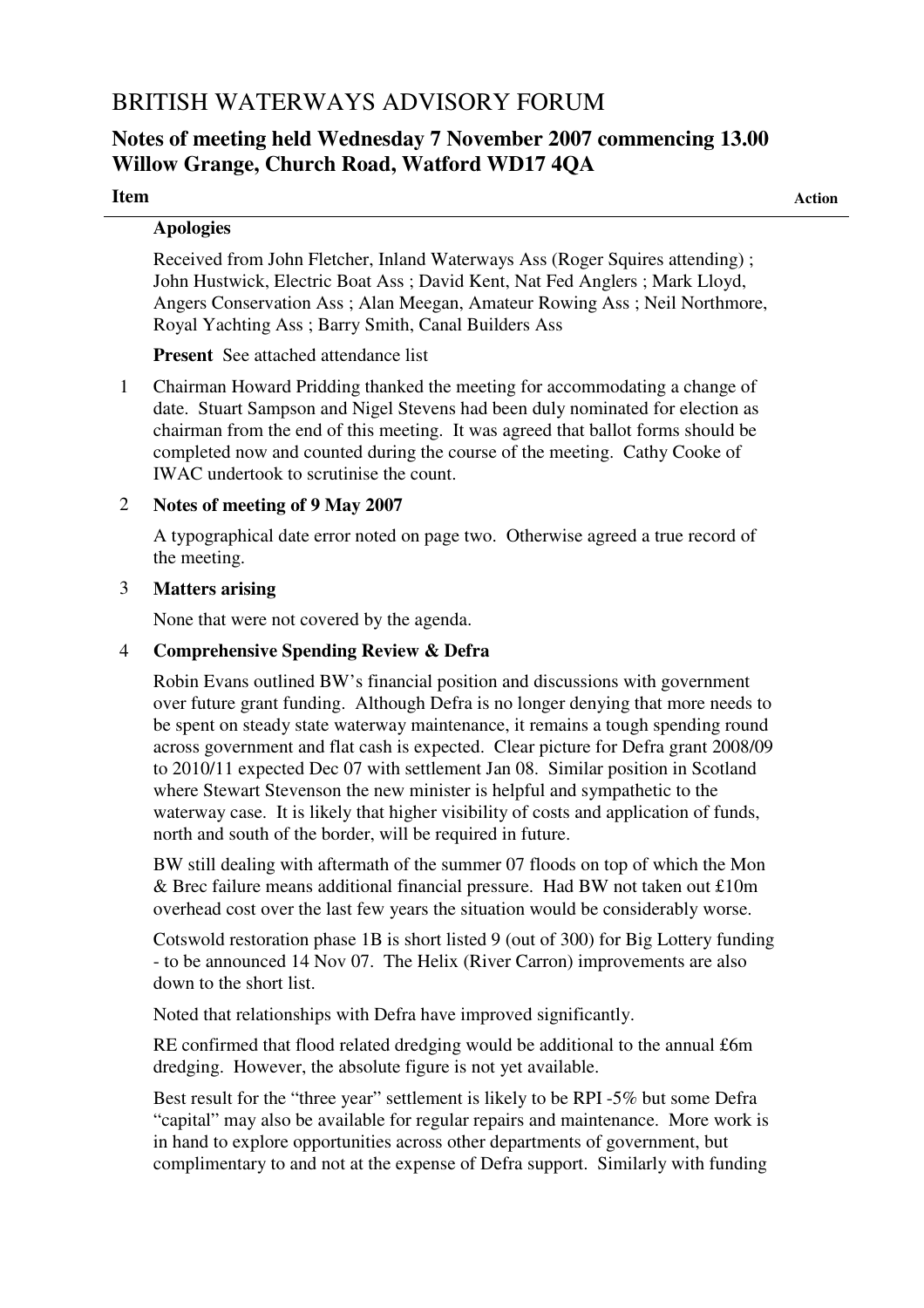# BRITISH WATERWAYS ADVISORY FORUM

## Notes of meeting held Wednesday 7 November 2007 commencing 13.00 Willow Grange, Church Road, Watford WD17 4QA

**Item** **Action**

**Apologies**

Received from John Fletcher, Inland Waterways Ass (Roger Squires attending) ; John Hustwick, Electric Boat Ass ; David Kent, Nat Fed Anglers ; Mark Lloyd, Angers Conservation Ass ; Alan Meegan, Amateur Rowing Ass ; Neil Northmore, Royal Yachting Ass ; Barry Smith, Canal Builders Ass

**Present** See attached attendance list

1 Chairman Howard Pridding thanked the meeting for accommodating a change of date. Stuart Sampson and Nigel Stevens had been duly nominated for election as chairman from the end of this meeting. It was agreed that ballot forms should be completed now and counted during the course of the meeting. Cathy Cooke of IWAC undertook to scrutinise the count.

2 **Notes of meeting of 9 May 2007**

A typographical date error noted on page two. Otherwise agreed a true record of the meeting.

3 **Matters arising**

None that were not covered by the agenda.

4 **Comprehensive Spending Review & Defra**

Robin Evans outlined BW's financial position and discussions with government over future grant funding. Although Defra is no longer denying that more needs to be spent on steady state waterway maintenance, it remains a tough spending round across government and flat cash is expected. Clear picture for Defra grant 2008/09 to 2010/11 expected Dec 07 with settlement Jan 08. Similar position in Scotland where Stewart Stevenson the new minister is helpful and sympathetic to the waterway case. It is likely that higher visibility of costs and application of funds, north and south of the border, will be required in future.

BW still dealing with aftermath of the summer 07 floods on top of which the Mon & Brec failure means additional financial pressure. Had BW not taken out £10m overhead cost over the last few years the situation would be considerably worse.

Cotswold restoration phase 1B is short listed 9 (out of 300) for Big Lottery funding - to be announced 14 Nov 07. The Helix (River Carron) improvements are also down to the short list.

Noted that relationships with Defra have improved significantly.

RE confirmed that flood related dredging would be additional to the annual £6m dredging. However, the absolute figure is not yet available.

Best result for the "three year" settlement is likely to be RPI -5% but some Defra "capital" may also be available for regular repairs and maintenance. More work is in hand to explore opportunities across other departments of government, but complimentary to and not at the expense of Defra support. Similarly with funding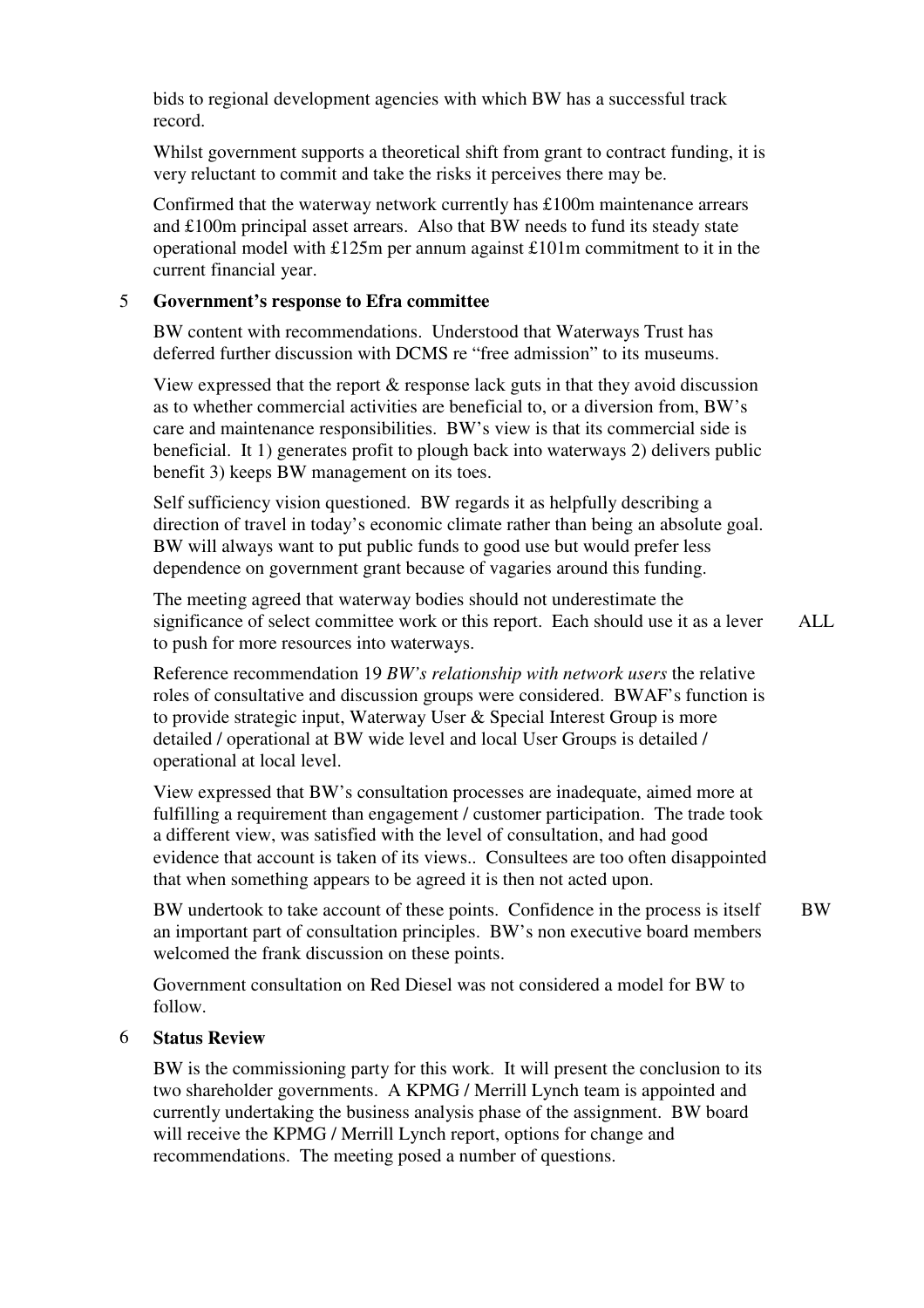bids to regional development agencies with which BW has a successful track record.

Whilst government supports a theoretical shift from grant to contract funding, it is very reluctant to commit and take the risks it perceives there may be.

Confirmed that the waterway network currently has £100m maintenance arrears and £100m principal asset arrears. Also that BW needs to fund its steady state operational model with £125m per annum against £101m commitment to it in the current financial year.

## 5 Government's response to Efra committee

BW content with recommendations. Understood that Waterways Trust has deferred further discussion with DCMS re "free admission" to its museums.

View expressed that the report & response lack guts in that they avoid discussion as to whether commercial activities are beneficial to, or a diversion from, BW's care and maintenance responsibilities. BW's view is that its commercial side is beneficial. It 1) generates profit to plough back into waterways 2) delivers public benefit 3) keeps BW management on its toes.

Self sufficiency vision questioned. BW regards it as helpfully describing a direction of travel in today's economic climate rather than being an absolute goal. BW will always want to put public funds to good use but would prefer less dependence on government grant because of vagaries around this funding.

The meeting agreed that waterway bodies should not underestimate the significance of select committee work or this report. Each should use it as a lever to push for more resources into waterways. **ALL**

Reference recommendation 19 *BW's relationship with network users* the relative roles of consultative and discussion groups were considered. BWAF's function is to provide strategic input, Waterway User & Special Interest Group is more detailed / operational at BW wide level and local User Groups is detailed / operational at local level.

View expressed that BW's consultation processes are inadequate, aimed more at fulfilling a requirement than engagement / customer participation. The trade took a different view, was satisfied with the level of consultation, and had good evidence that account is taken of its views.. Consultees are too often disappointed that when something appears to be agreed it is then not acted upon.

BW undertook to take account of these points. Confidence in the process is itself an important part of consultation principles. BW's non executive board members welcomed the frank discussion on these points. **BW**

Government consultation on Red Diesel was not considered a model for BW to follow.

## 6 Status Review

BW is the commissioning party for this work. It will present the conclusion to its two shareholder governments. A KPMG / Merrill Lynch team is appointed and currently undertaking the business analysis phase of the assignment. BW board will receive the KPMG / Merrill Lynch report, options for change and recommendations. The meeting posed a number of questions.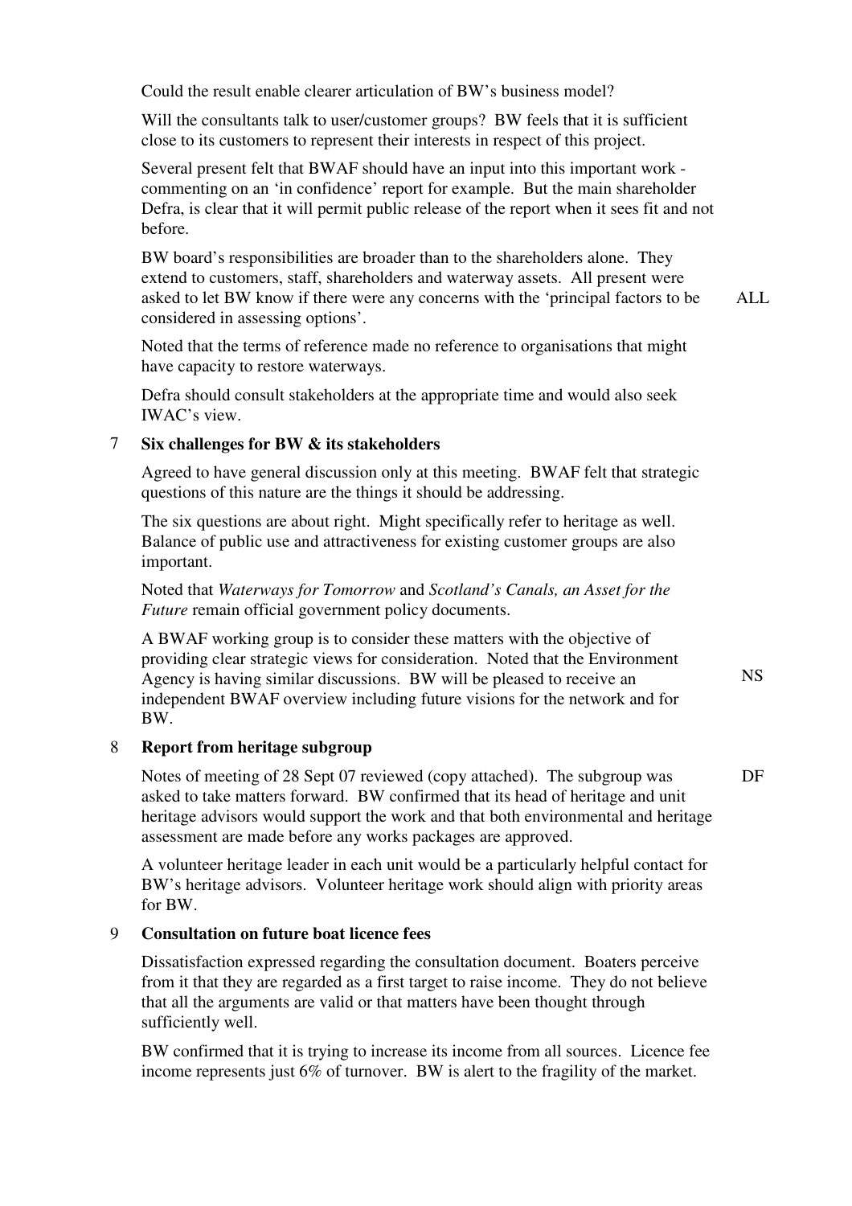Could the result enable clearer articulation of BW's business model?

Will the consultants talk to user/customer groups? BW feels that it is sufficient close to its customers to represent their interests in respect of this project.

Several present felt that BWAF should have an input into this important work - commenting on an 'in confidence' report for example. But the main shareholder Defra, is clear that it will permit public release of the report when it sees fit and not before.

BW board's responsibilities are broader than to the shareholders alone. They extend to customers, staff, shareholders and waterway assets. All present were asked to let BW know if there were any concerns with the 'principal factors to be considered in assessing options'. ALL

Noted that the terms of reference made no reference to organisations that might have capacity to restore waterways.

Defra should consult stakeholders at the appropriate time and would also seek IWAC's view.

## 7 Six challenges for BW & its stakeholders

Agreed to have general discussion only at this meeting. BWAF felt that strategic questions of this nature are the things it should be addressing.

The six questions are about right. Might specifically refer to heritage as well. Balance of public use and attractiveness for existing customer groups are also important.

Noted that *Waterways for Tomorrow* and *Scotland's Canals, an Asset for the Future* remain official government policy documents.

A BWAF working group is to consider these matters with the objective of providing clear strategic views for consideration. Noted that the Environment Agency is having similar discussions. BW will be pleased to receive an independent BWAF overview including future visions for the network and for BW. NS

## 8 Report from heritage subgroup

Notes of meeting of 28 Sept 07 reviewed (copy attached). The subgroup was asked to take matters forward. BW confirmed that its head of heritage and unit heritage advisors would support the work and that both environmental and heritage assessment are made before any works packages are approved. DF

A volunteer heritage leader in each unit would be a particularly helpful contact for BW's heritage advisors. Volunteer heritage work should align with priority areas for BW.

## 9 Consultation on future boat licence fees

Dissatisfaction expressed regarding the consultation document. Boaters perceive from it that they are regarded as a first target to raise income. They do not believe that all the arguments are valid or that matters have been thought through sufficiently well.

BW confirmed that it is trying to increase its income from all sources. Licence fee income represents just 6% of turnover. BW is alert to the fragility of the market.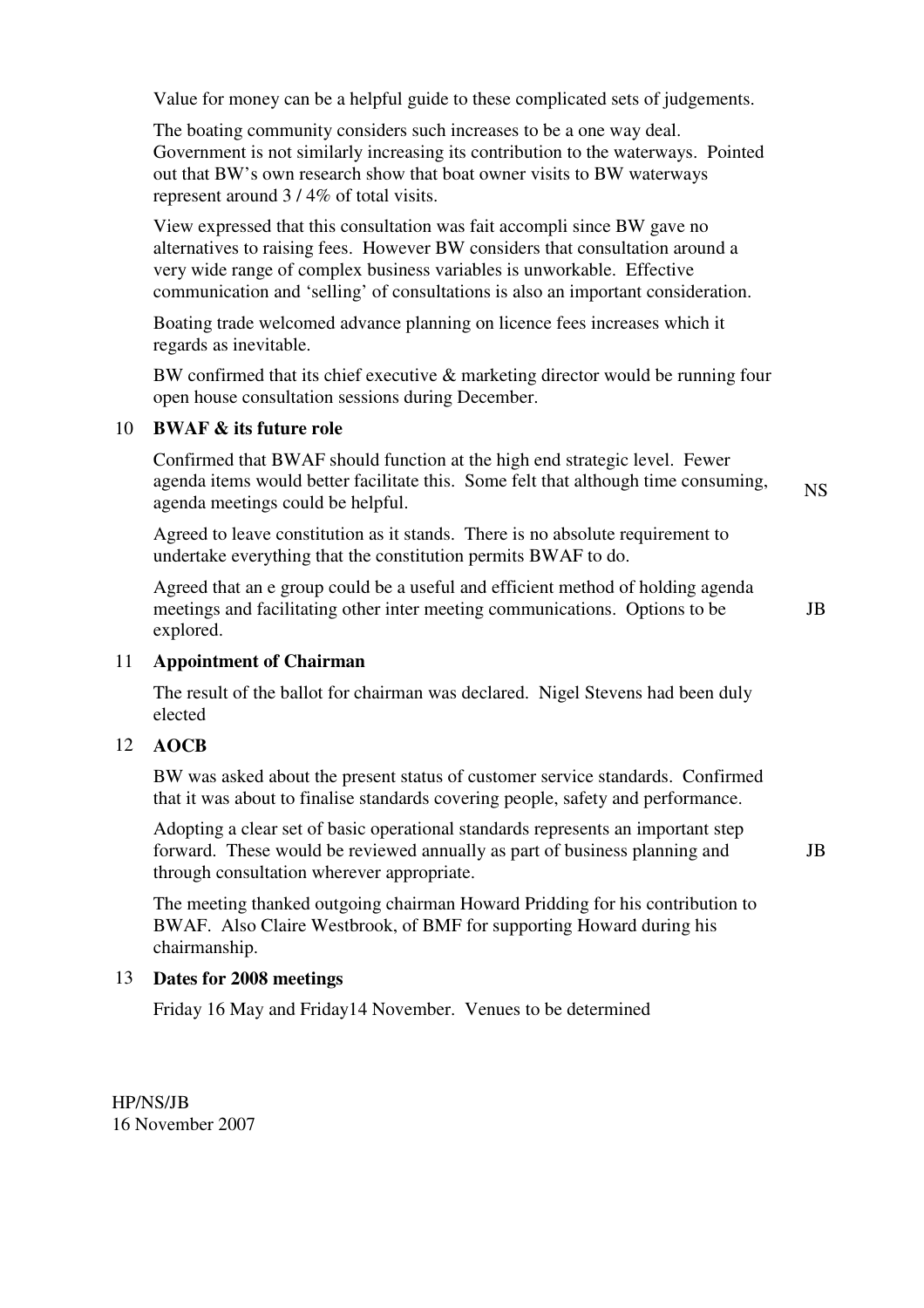Value for money can be a helpful guide to these complicated sets of judgements.

The boating community considers such increases to be a one way deal. Government is not similarly increasing its contribution to the waterways. Pointed out that BW's own research show that boat owner visits to BW waterways represent around 3 / 4% of total visits.

View expressed that this consultation was fait accompli since BW gave no alternatives to raising fees. However BW considers that consultation around a very wide range of complex business variables is unworkable. Effective communication and 'selling' of consultations is also an important consideration.

Boating trade welcomed advance planning on licence fees increases which it regards as inevitable.

BW confirmed that its chief executive & marketing director would be running four open house consultation sessions during December.

## 10 BWAF & its future role

Confirmed that BWAF should function at the high end strategic level. Fewer agenda items would better facilitate this. Some felt that although time consuming, agenda meetings could be helpful. **NS**

Agreed to leave constitution as it stands. There is no absolute requirement to undertake everything that the constitution permits BWAF to do.

Agreed that an e group could be a useful and efficient method of holding agenda meetings and facilitating other inter meeting communications. Options to be explored. **JB**

## 11 Appointment of Chairman

The result of the ballot for chairman was declared. Nigel Stevens had been duly elected

## 12 AOCB

BW was asked about the present status of customer service standards. Confirmed that it was about to finalise standards covering people, safety and performance.

Adopting a clear set of basic operational standards represents an important step forward. These would be reviewed annually as part of business planning and through consultation wherever appropriate. **JB**

The meeting thanked outgoing chairman Howard Pridding for his contribution to BWAF. Also Claire Westbrook, of BMF for supporting Howard during his chairmanship.

## 13 Dates for 2008 meetings

Friday 16 May and Friday14 November. Venues to be determined

HP/NS/JB
16 November 2007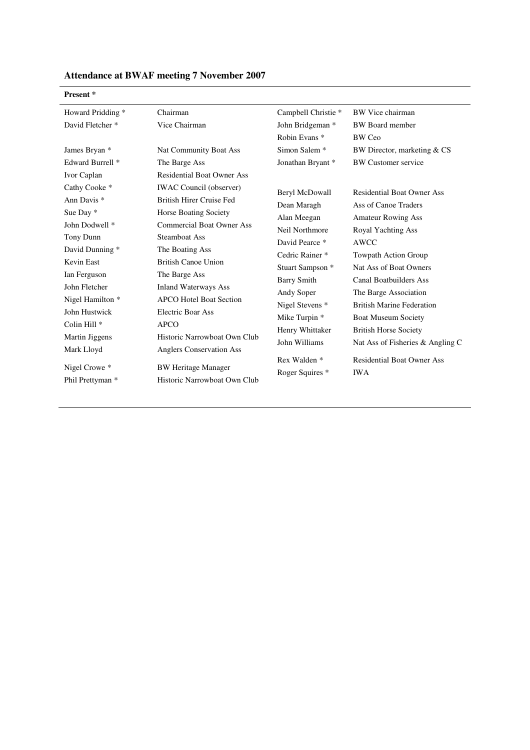## Attendance at BWAF meeting 7 November 2007

**Present ***

| | | | |
|---|---|---|---|
| Howard Pridding * | Chairman | Campbell Christie * | BW Vice chairman |
| David Fletcher * | Vice Chairman | John Bridgeman * | BW Board member |
| | | Robin Evans * | BW Ceo |
| James Bryan * | Nat Community Boat Ass | Simon Salem * | BW Director, marketing & CS |
| Edward Burrell * | The Barge Ass | Jonathan Bryant * | BW Customer service |
| Ivor Caplan | Residential Boat Owner Ass | | |
| Cathy Cooke * | IWAC Council (observer) | Beryl McDowall | Residential Boat Owner Ass |
| Ann Davis * | British Hirer Cruise Fed | Dean Maragh | Ass of Canoe Traders |
| Sue Day * | Horse Boating Society | Alan Meegan | Amateur Rowing Ass |
| John Dodwell * | Commercial Boat Owner Ass | Neil Northmore | Royal Yachting Ass |
| Tony Dunn | Steamboat Ass | David Pearce * | AWCC |
| David Dunning * | The Boating Ass | Cedric Rainer * | Towpath Action Group |
| Kevin East | British Canoe Union | Stuart Sampson * | Nat Ass of Boat Owners |
| Ian Ferguson | The Barge Ass | Barry Smith | Canal Boatbuilders Ass |
| John Fletcher | Inland Waterways Ass | Andy Soper | The Barge Association |
| Nigel Hamilton * | APCO Hotel Boat Section | Nigel Stevens * | British Marine Federation |
| John Hustwick | Electric Boar Ass | Mike Turpin * | Boat Museum Society |
| Colin Hill * | APCO | Henry Whittaker | British Horse Society |
| Martin Jiggens | Historic Narrowboat Own Club | John Williams | Nat Ass of Fisheries & Angling C |
| Mark Lloyd | Anglers Conservation Ass | Rex Walden * | Residential Boat Owner Ass |
| Nigel Crowe * | BW Heritage Manager | Roger Squires * | IWA |
| Phil Prettyman * | Historic Narrowboat Own Club | | |